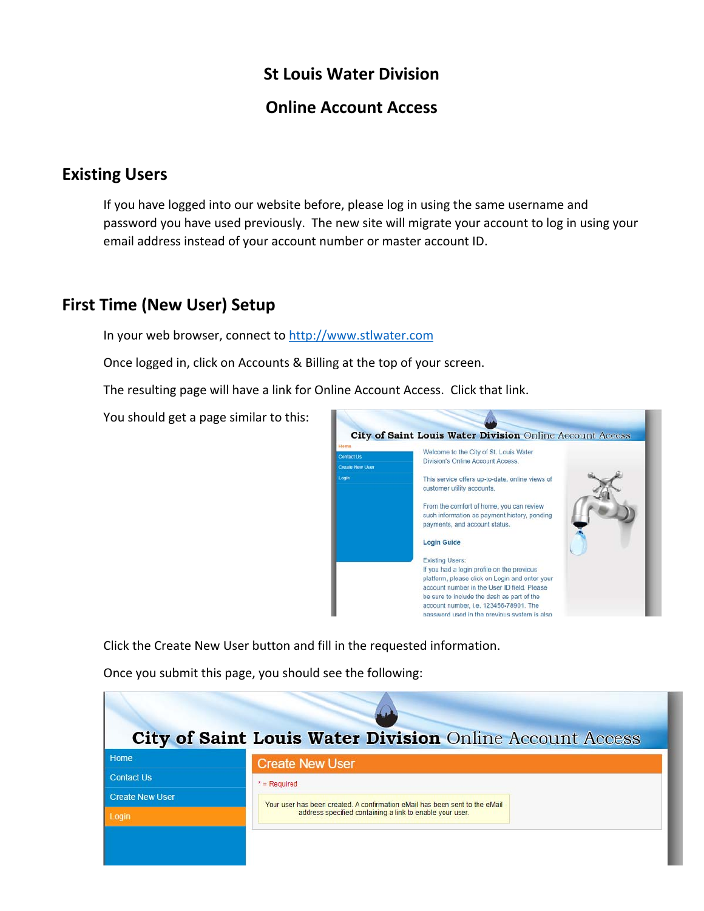# St Louis Water Division

# Online Account Access

## Existing Users

If you have logged into our website before, please log in using the same username and password you have used previously. The new site will migrate your account to log in using your email address instead of your account number or master account ID.

## First Time (New User) Setup

In your web browser, connect to [http://www.stlwater.com](http://www.stlwater.com)

Once logged in, click on Accounts & Billing at the top of your screen.

The resulting page will have a link for Online Account Access. Click that link.

You should get a page similar to this:

Click the Create New User button and fill in the requested information.

Once you submit this page, you should see the following: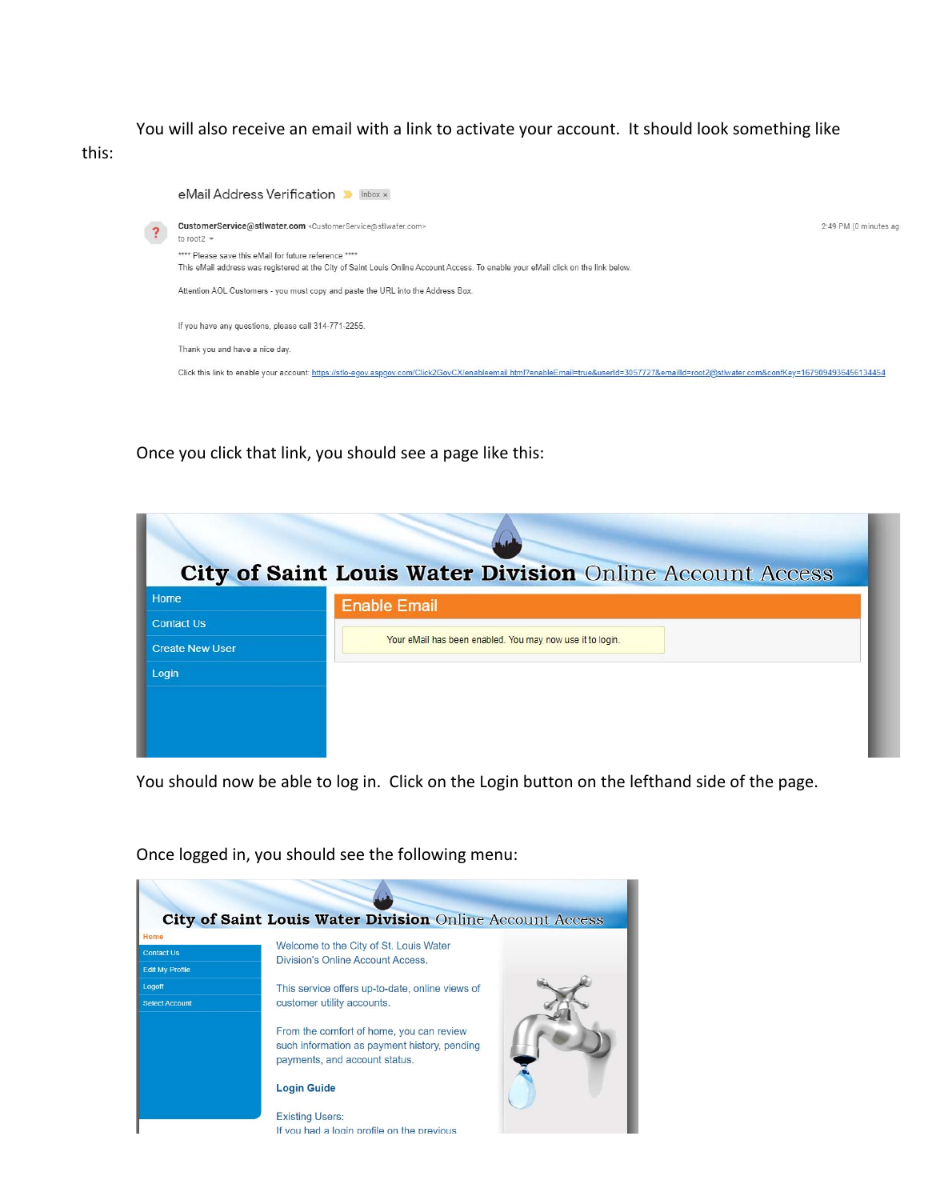You will also receive an email with a link to activate your account. It should look something like this:

> **eMail Address Verification** Inbox ×
>
> **CustomerService@stlwater.com** <CustomerService@stlwater.com>
> to root2
>
> 2:49 PM (0 minutes ag
>
> **** Please save this eMail for future reference ****
> This eMail address was registered at the City of Saint Louis Online Account Access. To enable your eMail click on the link below.
>
> Attention AOL Customers - you must copy and paste the URL into the Address Box.
>
> If you have any questions, please call 314-771-2255.
>
> Thank you and have a nice day.
>
> Click this link to enable your account: https://stlo-egov.aspgov.com/Click2GovCX/enableemail.html?enableEmail=true&userId=3057727&emailId=root2@stlwater.com&confKey=1679094936456134454

Once you click that link, you should see a page like this:

> **City of Saint Louis Water Division** Online Account Access
>
> Home | Contact Us | Create New User | Login
>
> **Enable Email**
>
> Your eMail has been enabled. You may now use it to login.

You should now be able to log in. Click on the Login button on the lefthand side of the page.

Once logged in, you should see the following menu:

> **City of Saint Louis Water Division** Online Account Access
>
> Home | Contact Us | Edit My Profile | Logoff | Select Account
>
> Welcome to the City of St. Louis Water Division's Online Account Access.
>
> This service offers up-to-date, online views of customer utility accounts.
>
> From the comfort of home, you can review such information as payment history, pending payments, and account status.
>
> **Login Guide**
>
> Existing Users:
> If you had a login profile on the previous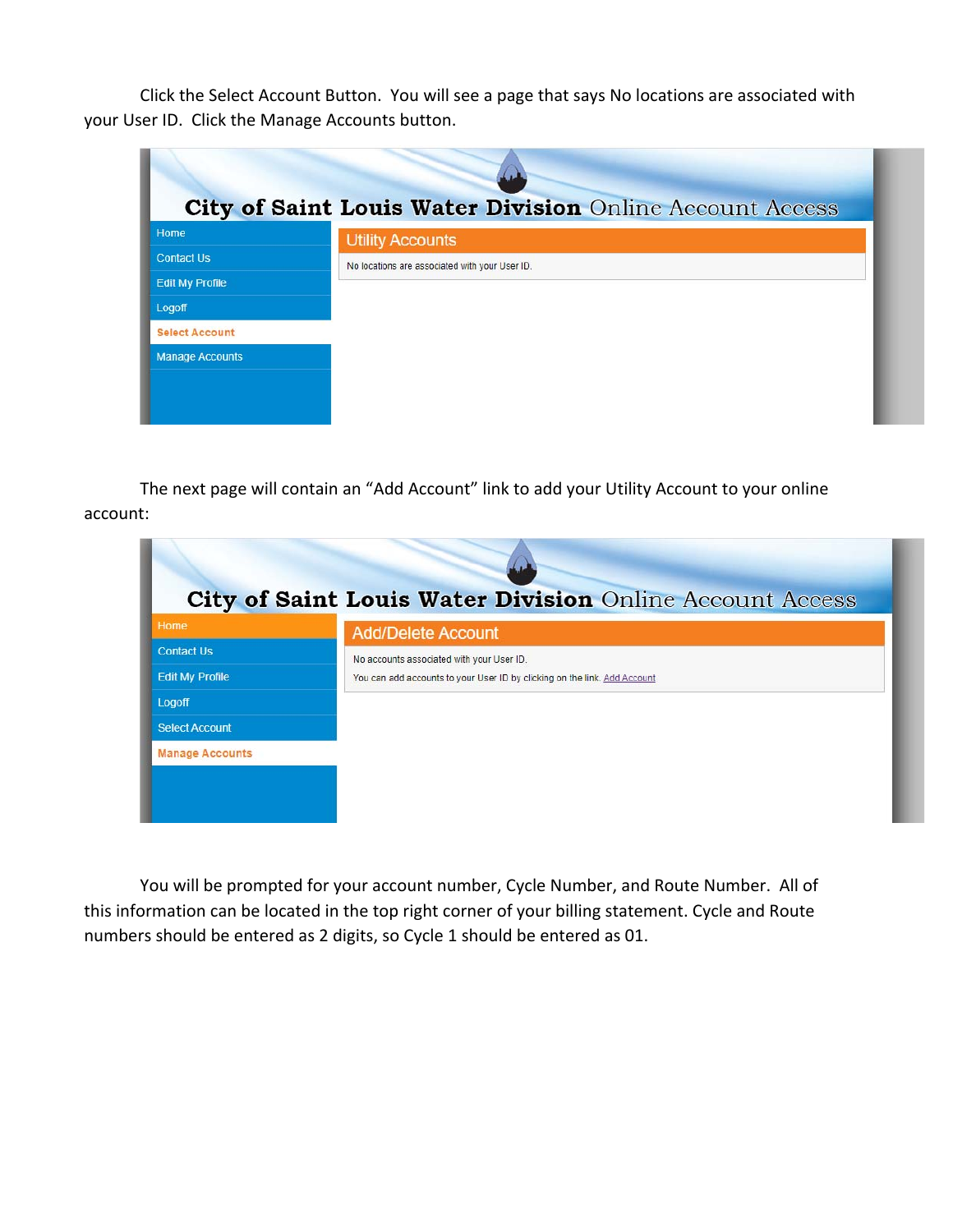Click the Select Account Button. You will see a page that says No locations are associated with your User ID. Click the Manage Accounts button.

City of Saint Louis Water Division Online Account Access

- Home
- Contact Us
- Edit My Profile
- Logoff
- Select Account
- Manage Accounts

Utility Accounts

No locations are associated with your User ID.

The next page will contain an “Add Account” link to add your Utility Account to your online account:

City of Saint Louis Water Division Online Account Access

- Home
- Contact Us
- Edit My Profile
- Logoff
- Select Account
- Manage Accounts

Add/Delete Account

No accounts associated with your User ID.

You can add accounts to your User ID by clicking on the link. Add Account

You will be prompted for your account number, Cycle Number, and Route Number. All of this information can be located in the top right corner of your billing statement. Cycle and Route numbers should be entered as 2 digits, so Cycle 1 should be entered as 01.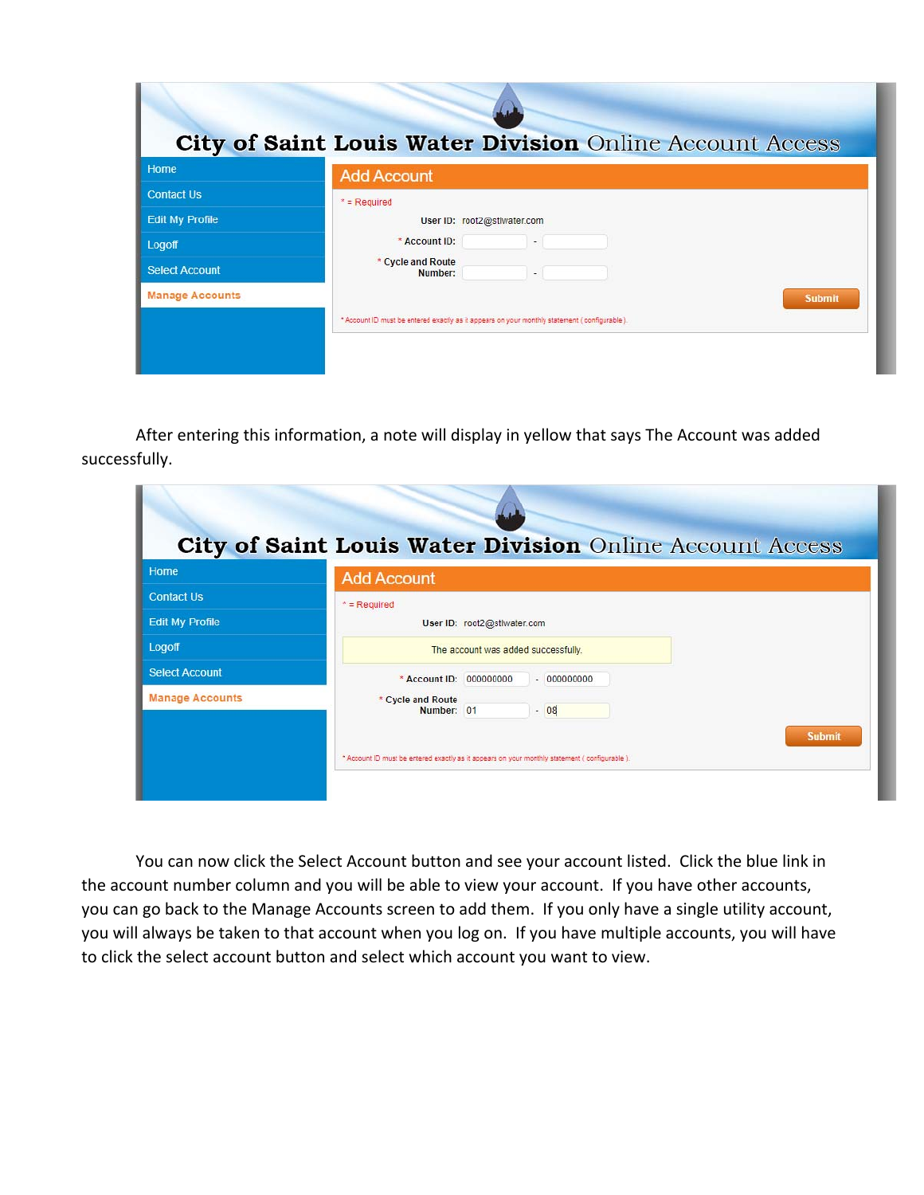City of Saint Louis Water Division Online Account Access

Home
Contact Us
Edit My Profile
Logoff
Select Account
Manage Accounts

Add Account

* = Required

User ID: root2@stlwater.com

* Account ID: -

* Cycle and Route Number: -

Submit

* Account ID must be entered exactly as it appears on your monthly statement (configurable).

After entering this information, a note will display in yellow that says The Account was added successfully.

City of Saint Louis Water Division Online Account Access

Home
Contact Us
Edit My Profile
Logoff
Select Account
Manage Accounts

Add Account

* = Required

User ID: root2@stlwater.com

The account was added successfully.

* Account ID: 000000000 - 000000000

* Cycle and Route Number: 01 - 08

Submit

* Account ID must be entered exactly as it appears on your monthly statement (configurable).

You can now click the Select Account button and see your account listed. Click the blue link in the account number column and you will be able to view your account. If you have other accounts, you can go back to the Manage Accounts screen to add them. If you only have a single utility account, you will always be taken to that account when you log on. If you have multiple accounts, you will have to click the select account button and select which account you want to view.